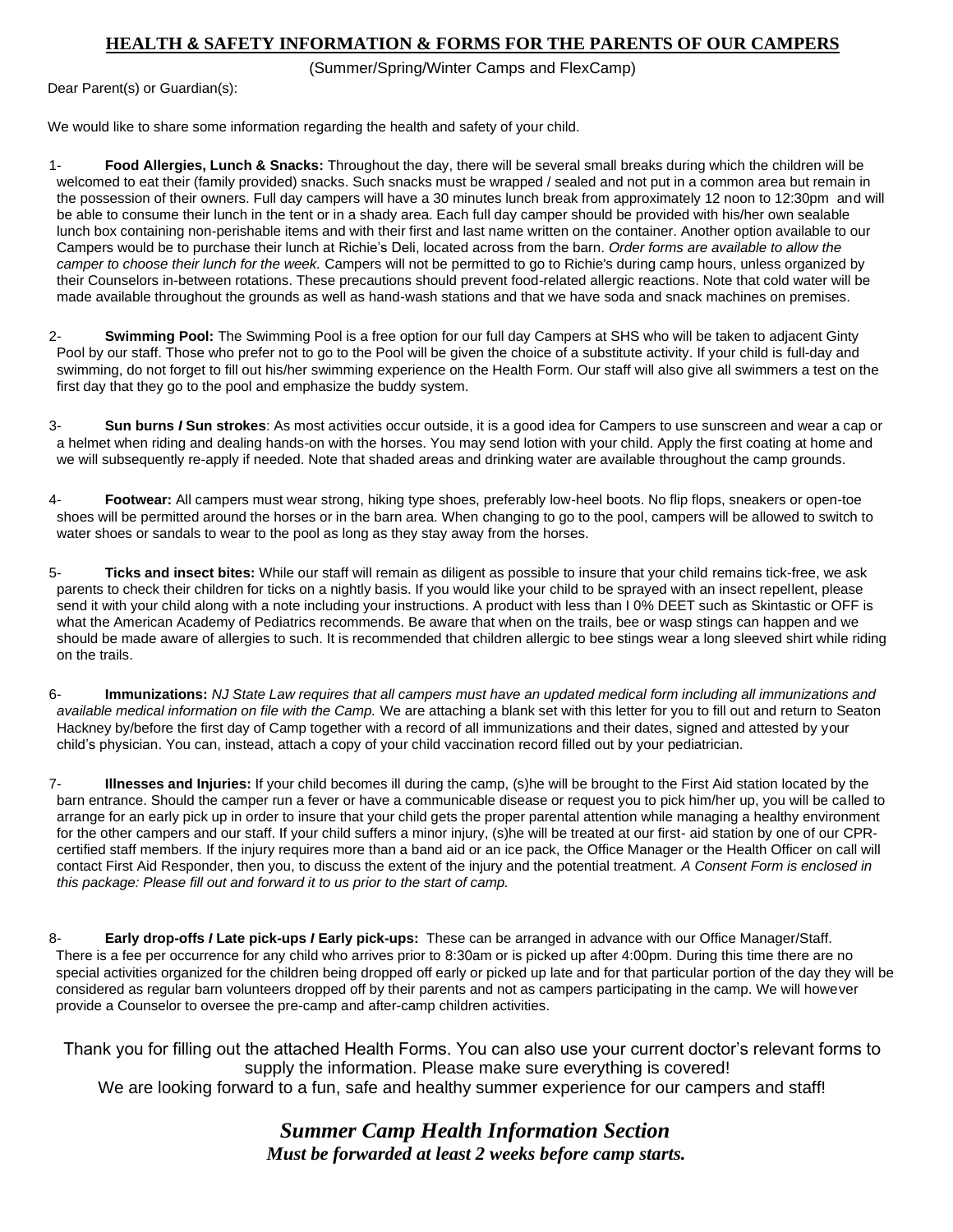## HEALTH & SAFETY INFORMATION & FORMS FOR THE PARENTS OF OUR CAMPERS

(Summer/Spring/Winter Camps and FlexCamp)

Dear Parent(s) or Guardian(s):

We would like to share some information regarding the health and safety of your child.

1- **Food Allergies, Lunch & Snacks:** Throughout the day, there will be several small breaks during which the children will be welcomed to eat their (family provided) snacks. Such snacks must be wrapped / sealed and not put in a common area but remain in the possession of their owners. Full day campers will have a 30 minutes lunch break from approximately 12 noon to 12:30pm and will be able to consume their lunch in the tent or in a shady area. Each full day camper should be provided with his/her own sealable lunch box containing non-perishable items and with their first and last name written on the container. Another option available to our Campers would be to purchase their lunch at Richie's Deli, located across from the barn. *Order forms are available to allow the camper to choose their lunch for the week.* Campers will not be permitted to go to Richie's during camp hours, unless organized by their Counselors in-between rotations. These precautions should prevent food-related allergic reactions. Note that cold water will be made available throughout the grounds as well as hand-wash stations and that we have soda and snack machines on premises.

2- **Swimming Pool:** The Swimming Pool is a free option for our full day Campers at SHS who will be taken to adjacent Ginty Pool by our staff. Those who prefer not to go to the Pool will be given the choice of a substitute activity. If your child is full-day and swimming, do not forget to fill out his/her swimming experience on the Health Form. Our staff will also give all swimmers a test on the first day that they go to the pool and emphasize the buddy system.

3- **Sun burns / Sun strokes**: As most activities occur outside, it is a good idea for Campers to use sunscreen and wear a cap or a helmet when riding and dealing hands-on with the horses. You may send lotion with your child. Apply the first coating at home and we will subsequently re-apply if needed. Note that shaded areas and drinking water are available throughout the camp grounds.

4- **Footwear:** All campers must wear strong, hiking type shoes, preferably low-heel boots. No flip flops, sneakers or open-toe shoes will be permitted around the horses or in the barn area. When changing to go to the pool, campers will be allowed to switch to water shoes or sandals to wear to the pool as long as they stay away from the horses.

5- **Ticks and insect bites:** While our staff will remain as diligent as possible to insure that your child remains tick-free, we ask parents to check their children for ticks on a nightly basis. If you would like your child to be sprayed with an insect repellent, please send it with your child along with a note including your instructions. A product with less than I 0% DEET such as Skintastic or OFF is what the American Academy of Pediatrics recommends. Be aware that when on the trails, bee or wasp stings can happen and we should be made aware of allergies to such. It is recommended that children allergic to bee stings wear a long sleeved shirt while riding on the trails.

6- **Immunizations:** *NJ State Law requires that all campers must have an updated medical form including all immunizations and available medical information on file with the Camp.* We are attaching a blank set with this letter for you to fill out and return to Seaton Hackney by/before the first day of Camp together with a record of all immunizations and their dates, signed and attested by your child's physician. You can, instead, attach a copy of your child vaccination record filled out by your pediatrician.

7- **Illnesses and Injuries:** If your child becomes ill during the camp, (s)he will be brought to the First Aid station located by the barn entrance. Should the camper run a fever or have a communicable disease or request you to pick him/her up, you will be called to arrange for an early pick up in order to insure that your child gets the proper parental attention while managing a healthy environment for the other campers and our staff. If your child suffers a minor injury, (s)he will be treated at our first- aid station by one of our CPR-certified staff members. If the injury requires more than a band aid or an ice pack, the Office Manager or the Health Officer on call will contact First Aid Responder, then you, to discuss the extent of the injury and the potential treatment. *A Consent Form is enclosed in this package: Please fill out and forward it to us prior to the start of camp.*

8- **Early drop-offs / Late pick-ups / Early pick-ups:** These can be arranged in advance with our Office Manager/Staff. There is a fee per occurrence for any child who arrives prior to 8:30am or is picked up after 4:00pm. During this time there are no special activities organized for the children being dropped off early or picked up late and for that particular portion of the day they will be considered as regular barn volunteers dropped off by their parents and not as campers participating in the camp. We will however provide a Counselor to oversee the pre-camp and after-camp children activities.

Thank you for filling out the attached Health Forms. You can also use your current doctor's relevant forms to supply the information. Please make sure everything is covered!
We are looking forward to a fun, safe and healthy summer experience for our campers and staff!

## *Summer Camp Health Information Section*

***Must be forwarded at least 2 weeks before camp starts.***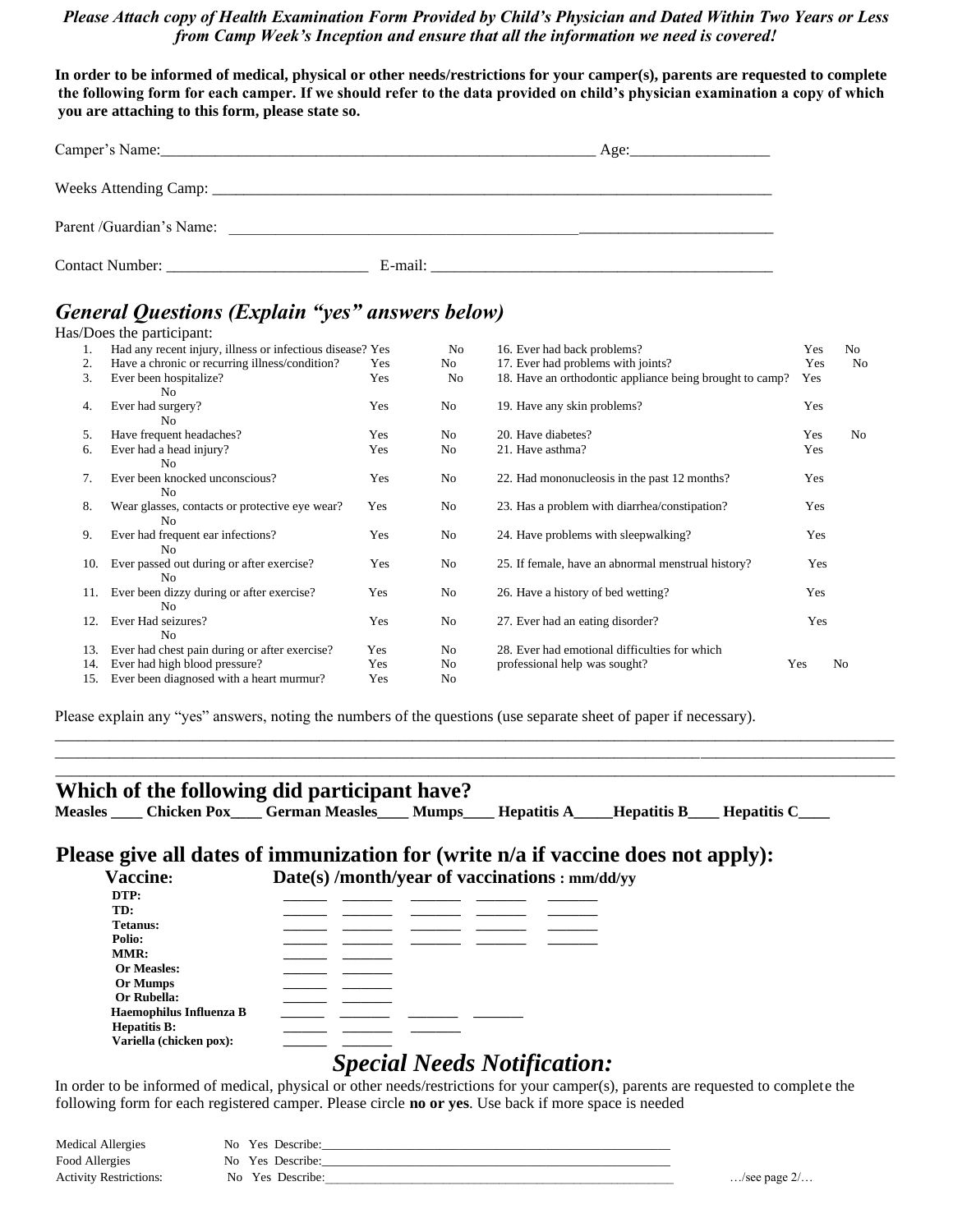***Please Attach copy of Health Examination Form Provided by Child's Physician and Dated Within Two Years or Less from Camp Week's Inception and ensure that all the information we need is covered!***

**In order to be informed of medical, physical or other needs/restrictions for your camper(s), parents are requested to complete the following form for each camper. If we should refer to the data provided on child's physician examination a copy of which you are attaching to this form, please state so.**

Camper's Name:_______________________________________________________ Age:_________________

Weeks Attending Camp: ___________________________________________________________________________

Parent /Guardian's Name: ________________________________________________________________________

Contact Number: _________________________ E-mail: ___________________________________________

## *General Questions (Explain "yes" answers below)*

Has/Does the participant:

| # | Question | | | # | Question | | |
|---|---|---|---|---|---|---|---|
| 1. | Had any recent injury, illness or infectious disease? | Yes | No | 16. | Ever had back problems? | Yes | No |
| 2. | Have a chronic or recurring illness/condition? | Yes | No | 17. | Ever had problems with joints? | Yes | No |
| 3. | Ever been hospitalize? | Yes | No | 18. | Have an orthodontic appliance being brought to camp? | Yes | |
| 4. | Ever had surgery? | Yes | No | 19. | Have any skin problems? | Yes | |
| 5. | Have frequent headaches? | Yes | No | 20. | Have diabetes? | Yes | No |
| 6. | Ever had a head injury? | Yes | No | 21. | Have asthma? | Yes | |
| 7. | Ever been knocked unconscious? | Yes | No | 22. | Had mononucleosis in the past 12 months? | Yes | |
| 8. | Wear glasses, contacts or protective eye wear? | Yes | No | 23. | Has a problem with diarrhea/constipation? | Yes | |
| 9. | Ever had frequent ear infections? | Yes | No | 24. | Have problems with sleepwalking? | Yes | |
| 10. | Ever passed out during or after exercise? | Yes | No | 25. | If female, have an abnormal menstrual history? | Yes | |
| 11. | Ever been dizzy during or after exercise? | Yes | No | 26. | Have a history of bed wetting? | Yes | |
| 12. | Ever Had seizures? | Yes | No | 27. | Ever had an eating disorder? | Yes | |
| 13. | Ever had chest pain during or after exercise? | Yes | No | 28. | Ever had emotional difficulties for which professional help was sought? | Yes | No |
| 14. | Ever had high blood pressure? | Yes | No | | | | |
| 15. | Ever been diagnosed with a heart murmur? | Yes | No | | | | |

Please explain any "yes" answers, noting the numbers of the questions (use separate sheet of paper if necessary).

____________________________________________________________________________________________________
____________________________________________________________________________________________________
____________________________________________________________________________________________________

## Which of the following did participant have?

**Measles ____ Chicken Pox____ German Measles____ Mumps____ Hepatitis A_____Hepatitis B____ Hepatitis C____**

## Please give all dates of immunization for (write n/a if vaccine does not apply):

| **Vaccine:** | **Date(s) /month/year of vaccinations : mm/dd/yy** | | | | |
|---|---|---|---|---|---|
| **DTP:** | ______ | ______ | ______ | ______ | ______ |
| **TD:** | ______ | ______ | ______ | ______ | ______ |
| **Tetanus:** | ______ | ______ | ______ | ______ | ______ |
| **Polio:** | ______ | ______ | ______ | ______ | ______ |
| **MMR:** | ______ | ______ | | | |
| **Or Measles:** | ______ | ______ | | | |
| **Or Mumps** | ______ | ______ | | | |
| **Or Rubella:** | ______ | ______ | | | |
| **Haemophilus Influenza B** | ______ | ______ | ______ | ______ | |
| **Hepatitis B:** | ______ | ______ | ______ | | |
| **Variella (chicken pox):** | ______ | ______ | | | |

## *Special Needs Notification:*

In order to be informed of medical, physical or other needs/restrictions for your camper(s), parents are requested to complete the following form for each registered camper. Please circle **no or yes**. Use back if more space is needed

Medical Allergies — No Yes Describe:_______________________________________________________

Food Allergies — No Yes Describe:_______________________________________________________

Activity Restrictions: — No Yes Describe:_______________________________________________________

…/see page 2/…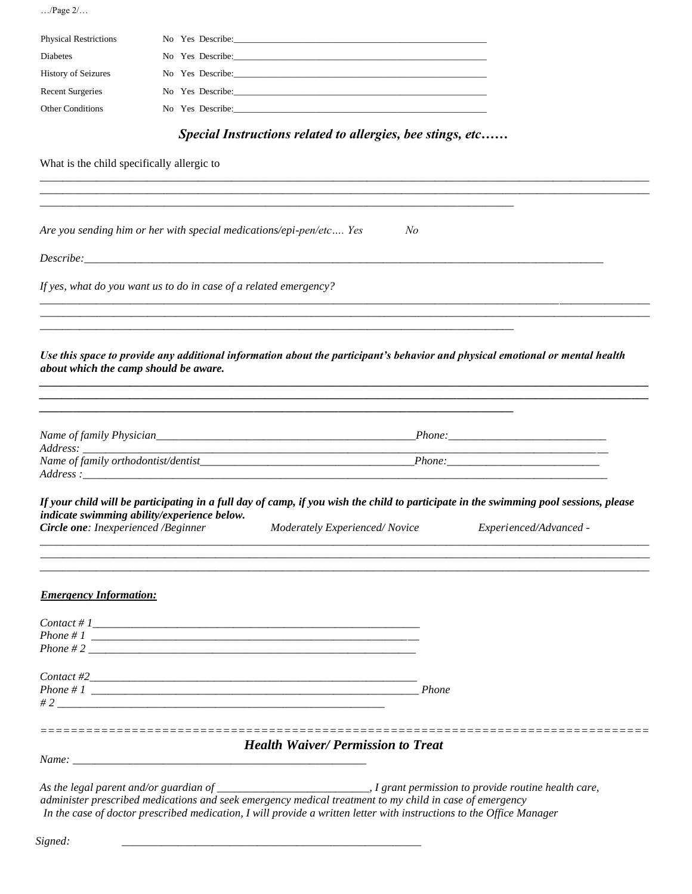…/Page 2/…

| | |
|---|---|
| Physical Restrictions | No Yes Describe:_______________________________________________ |
| Diabetes | No Yes Describe:_______________________________________________ |
| History of Seizures | No Yes Describe:_______________________________________________ |
| Recent Surgeries | No Yes Describe:_______________________________________________ |
| Other Conditions | No Yes Describe:_______________________________________________ |

### *Special Instructions related to allergies, bee stings, etc……*

What is the child specifically allergic to

_______________________________________________________________________________
_______________________________________________________________________________
_______________________________________________________________

*Are you sending him or her with special medications/epi-pen/etc…. Yes No*

*Describe:*_______________________________________________________________________

*If yes, what do you want us to do in case of a related emergency?*

_______________________________________________________________________________
_______________________________________________________________________________
_______________________________________________________________

***Use this space to provide any additional information about the participant's behavior and physical emotional or mental health about which the camp should be aware.***

_______________________________________________________________________________
_______________________________________________________________________________
_______________________________________________________________

*Name of family Physician*_____________________________________*Phone:*______________________
*Address:* _________________________________________________________________________
*Name of family orthodontist/dentist*______________________________*Phone:*____________________
*Address :*_________________________________________________________________________

***If your child will be participating in a full day of camp, if you wish the child to participate in the swimming pool sessions, please indicate swimming ability/experience below.***
***Circle one****: Inexperienced /Beginner* *Moderately Experienced/ Novice* *Experienced/Advanced -*

_______________________________________________________________________________
_______________________________________________________________________________
_______________________________________________________________________________

***Emergency Information:***

*Contact # 1*_____________________________________________
*Phone # 1* _____________________________________________
*Phone # 2* _____________________________________________

*Contact #2*_____________________________________________
*Phone # 1* _____________________________________________ *Phone # 2* ____________________________________________

================================================================================

### *Health Waiver/ Permission to Treat*

*Name:* ________________________________________

*As the legal parent and/or guardian of* ____________________*, I grant permission to provide routine health care, administer prescribed medications and seek emergency medical treatment to my child in case of emergency*
*In the case of doctor prescribed medication, I will provide a written letter with instructions to the Office Manager*

*Signed:* ________________________________________